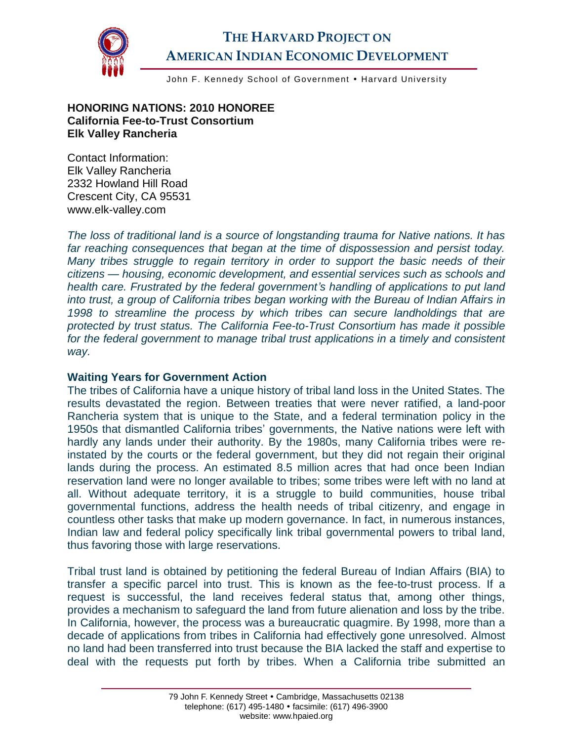# THE HARVARD PROJECT ON AMERICAN INDIAN ECONOMIC DEVELOPMENT

John F. Kennedy School of Government • Harvard University

**HONORING NATIONS: 2010 HONOREE**
**California Fee-to-Trust Consortium**
**Elk Valley Rancheria**

Contact Information:
Elk Valley Rancheria
2332 Howland Hill Road
Crescent City, CA 95531
www.elk-valley.com

*The loss of traditional land is a source of longstanding trauma for Native nations. It has far reaching consequences that began at the time of dispossession and persist today. Many tribes struggle to regain territory in order to support the basic needs of their citizens — housing, economic development, and essential services such as schools and health care. Frustrated by the federal government's handling of applications to put land into trust, a group of California tribes began working with the Bureau of Indian Affairs in 1998 to streamline the process by which tribes can secure landholdings that are protected by trust status. The California Fee-to-Trust Consortium has made it possible for the federal government to manage tribal trust applications in a timely and consistent way.*

## Waiting Years for Government Action

The tribes of California have a unique history of tribal land loss in the United States. The results devastated the region. Between treaties that were never ratified, a land-poor Rancheria system that is unique to the State, and a federal termination policy in the 1950s that dismantled California tribes' governments, the Native nations were left with hardly any lands under their authority. By the 1980s, many California tribes were re-instated by the courts or the federal government, but they did not regain their original lands during the process. An estimated 8.5 million acres that had once been Indian reservation land were no longer available to tribes; some tribes were left with no land at all. Without adequate territory, it is a struggle to build communities, house tribal governmental functions, address the health needs of tribal citizenry, and engage in countless other tasks that make up modern governance. In fact, in numerous instances, Indian law and federal policy specifically link tribal governmental powers to tribal land, thus favoring those with large reservations.

Tribal trust land is obtained by petitioning the federal Bureau of Indian Affairs (BIA) to transfer a specific parcel into trust. This is known as the fee-to-trust process. If a request is successful, the land receives federal status that, among other things, provides a mechanism to safeguard the land from future alienation and loss by the tribe. In California, however, the process was a bureaucratic quagmire. By 1998, more than a decade of applications from tribes in California had effectively gone unresolved. Almost no land had been transferred into trust because the BIA lacked the staff and expertise to deal with the requests put forth by tribes. When a California tribe submitted an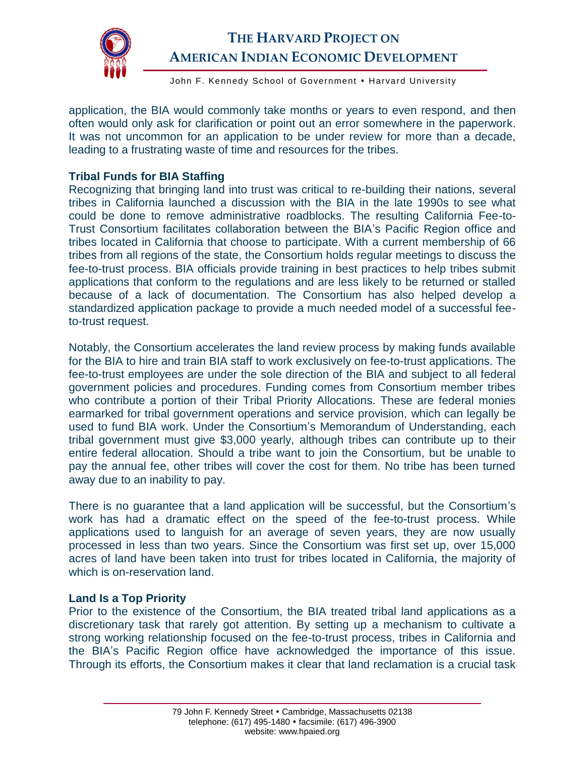application, the BIA would commonly take months or years to even respond, and then often would only ask for clarification or point out an error somewhere in the paperwork. It was not uncommon for an application to be under review for more than a decade, leading to a frustrating waste of time and resources for the tribes.

**Tribal Funds for BIA Staffing**

Recognizing that bringing land into trust was critical to re-building their nations, several tribes in California launched a discussion with the BIA in the late 1990s to see what could be done to remove administrative roadblocks. The resulting California Fee-to-Trust Consortium facilitates collaboration between the BIA's Pacific Region office and tribes located in California that choose to participate. With a current membership of 66 tribes from all regions of the state, the Consortium holds regular meetings to discuss the fee-to-trust process. BIA officials provide training in best practices to help tribes submit applications that conform to the regulations and are less likely to be returned or stalled because of a lack of documentation. The Consortium has also helped develop a standardized application package to provide a much needed model of a successful fee-to-trust request.

Notably, the Consortium accelerates the land review process by making funds available for the BIA to hire and train BIA staff to work exclusively on fee-to-trust applications. The fee-to-trust employees are under the sole direction of the BIA and subject to all federal government policies and procedures. Funding comes from Consortium member tribes who contribute a portion of their Tribal Priority Allocations. These are federal monies earmarked for tribal government operations and service provision, which can legally be used to fund BIA work. Under the Consortium's Memorandum of Understanding, each tribal government must give $3,000 yearly, although tribes can contribute up to their entire federal allocation. Should a tribe want to join the Consortium, but be unable to pay the annual fee, other tribes will cover the cost for them. No tribe has been turned away due to an inability to pay.

There is no guarantee that a land application will be successful, but the Consortium's work has had a dramatic effect on the speed of the fee-to-trust process. While applications used to languish for an average of seven years, they are now usually processed in less than two years. Since the Consortium was first set up, over 15,000 acres of land have been taken into trust for tribes located in California, the majority of which is on-reservation land.

**Land Is a Top Priority**

Prior to the existence of the Consortium, the BIA treated tribal land applications as a discretionary task that rarely got attention. By setting up a mechanism to cultivate a strong working relationship focused on the fee-to-trust process, tribes in California and the BIA's Pacific Region office have acknowledged the importance of this issue. Through its efforts, the Consortium makes it clear that land reclamation is a crucial task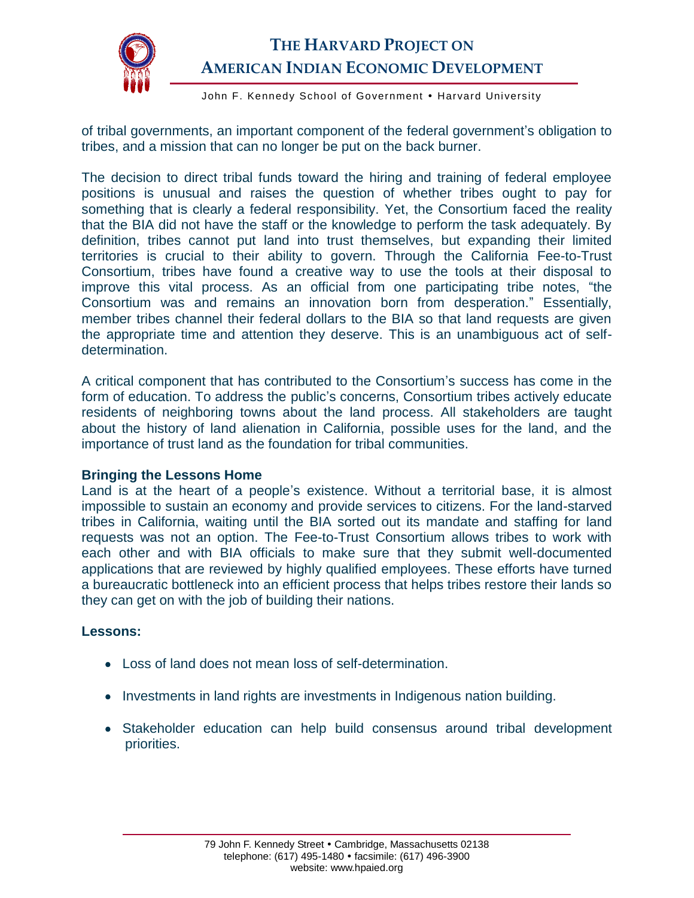of tribal governments, an important component of the federal government's obligation to tribes, and a mission that can no longer be put on the back burner.

The decision to direct tribal funds toward the hiring and training of federal employee positions is unusual and raises the question of whether tribes ought to pay for something that is clearly a federal responsibility. Yet, the Consortium faced the reality that the BIA did not have the staff or the knowledge to perform the task adequately. By definition, tribes cannot put land into trust themselves, but expanding their limited territories is crucial to their ability to govern. Through the California Fee-to-Trust Consortium, tribes have found a creative way to use the tools at their disposal to improve this vital process. As an official from one participating tribe notes, "the Consortium was and remains an innovation born from desperation." Essentially, member tribes channel their federal dollars to the BIA so that land requests are given the appropriate time and attention they deserve. This is an unambiguous act of self-determination.

A critical component that has contributed to the Consortium's success has come in the form of education. To address the public's concerns, Consortium tribes actively educate residents of neighboring towns about the land process. All stakeholders are taught about the history of land alienation in California, possible uses for the land, and the importance of trust land as the foundation for tribal communities.

**Bringing the Lessons Home**

Land is at the heart of a people's existence. Without a territorial base, it is almost impossible to sustain an economy and provide services to citizens. For the land-starved tribes in California, waiting until the BIA sorted out its mandate and staffing for land requests was not an option. The Fee-to-Trust Consortium allows tribes to work with each other and with BIA officials to make sure that they submit well-documented applications that are reviewed by highly qualified employees. These efforts have turned a bureaucratic bottleneck into an efficient process that helps tribes restore their lands so they can get on with the job of building their nations.

**Lessons:**

- Loss of land does not mean loss of self-determination.
- Investments in land rights are investments in Indigenous nation building.
- Stakeholder education can help build consensus around tribal development priorities.